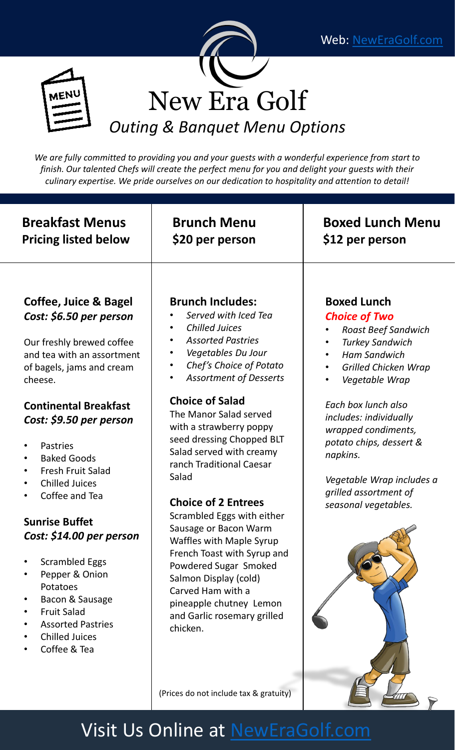Web: NewEraGolf.com

# New Era Golf

## *Outing & Banquet Menu Options*

*We are fully committed to providing you and your guests with a wonderful experience from start to finish. Our talented Chefs will create the perfect menu for you and delight your guests with their culinary expertise. We pride ourselves on our dedication to hospitality and attention to detail!*

## Breakfast Menus
## Pricing listed below

### Coffee, Juice & Bagel
***Cost: $6.50 per person***

Our freshly brewed coffee and tea with an assortment of bagels, jams and cream cheese.

### Continental Breakfast
***Cost: $9.50 per person***

- Pastries
- Baked Goods
- Fresh Fruit Salad
- Chilled Juices
- Coffee and Tea

### Sunrise Buffet
***Cost: $14.00 per person***

- Scrambled Eggs
- Pepper & Onion Potatoes
- Bacon & Sausage
- Fruit Salad
- Assorted Pastries
- Chilled Juices
- Coffee & Tea

## Brunch Menu
## $20 per person

### Brunch Includes:

- *Served with Iced Tea*
- *Chilled Juices*
- *Assorted Pastries*
- *Vegetables Du Jour*
- *Chef's Choice of Potato*
- *Assortment of Desserts*

### Choice of Salad

The Manor Salad served with a strawberry poppy seed dressing Chopped BLT Salad served with creamy ranch Traditional Caesar Salad

### Choice of 2 Entrees

Scrambled Eggs with either Sausage or Bacon Warm Waffles with Maple Syrup French Toast with Syrup and Powdered Sugar Smoked Salmon Display (cold) Carved Ham with a pineapple chutney Lemon and Garlic rosemary grilled chicken.

(Prices do not include tax & gratuity)

## Boxed Lunch Menu
## $12 per person

### Boxed Lunch
***Choice of Two***

- *Roast Beef Sandwich*
- *Turkey Sandwich*
- *Ham Sandwich*
- *Grilled Chicken Wrap*
- *Vegetable Wrap*

*Each box lunch also includes: individually wrapped condiments, potato chips, dessert & napkins.*

*Vegetable Wrap includes a grilled assortment of seasonal vegetables.*

Visit Us Online at NewEraGolf.com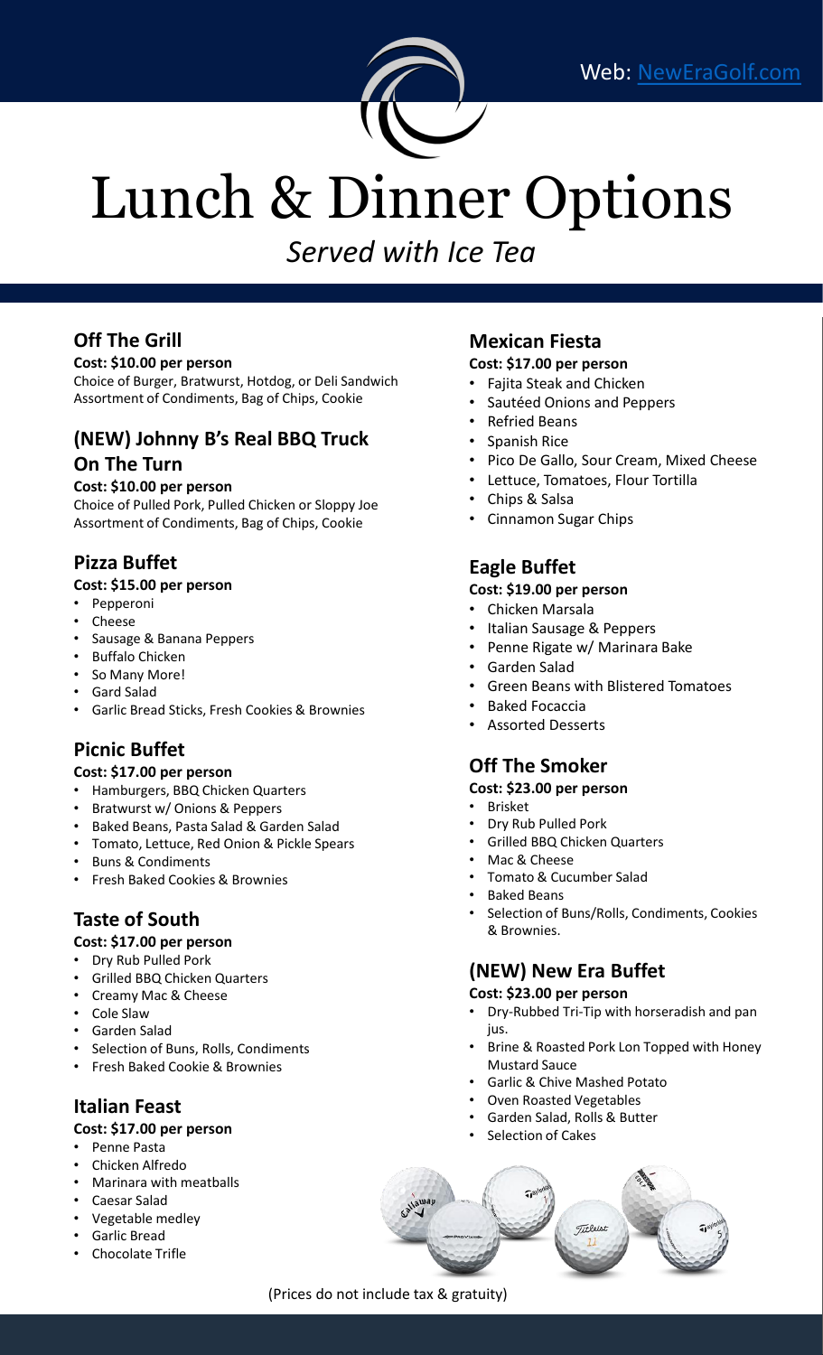Web: [NewEraGolf.com](NewEraGolf.com)

# Lunch & Dinner Options

*Served with Ice Tea*

### Off The Grill

**Cost: $10.00 per person**

Choice of Burger, Bratwurst, Hotdog, or Deli Sandwich
Assortment of Condiments, Bag of Chips, Cookie

### (NEW) Johnny B's Real BBQ Truck On The Turn

**Cost: $10.00 per person**

Choice of Pulled Pork, Pulled Chicken or Sloppy Joe
Assortment of Condiments, Bag of Chips, Cookie

### Pizza Buffet

**Cost: $15.00 per person**

- Pepperoni
- Cheese
- Sausage & Banana Peppers
- Buffalo Chicken
- So Many More!
- Gard Salad
- Garlic Bread Sticks, Fresh Cookies & Brownies

### Picnic Buffet

**Cost: $17.00 per person**

- Hamburgers, BBQ Chicken Quarters
- Bratwurst w/ Onions & Peppers
- Baked Beans, Pasta Salad & Garden Salad
- Tomato, Lettuce, Red Onion & Pickle Spears
- Buns & Condiments
- Fresh Baked Cookies & Brownies

### Taste of South

**Cost: $17.00 per person**

- Dry Rub Pulled Pork
- Grilled BBQ Chicken Quarters
- Creamy Mac & Cheese
- Cole Slaw
- Garden Salad
- Selection of Buns, Rolls, Condiments
- Fresh Baked Cookie & Brownies

### Italian Feast

**Cost: $17.00 per person**

- Penne Pasta
- Chicken Alfredo
- Marinara with meatballs
- Caesar Salad
- Vegetable medley
- Garlic Bread
- Chocolate Trifle

### Mexican Fiesta

**Cost: $17.00 per person**

- Fajita Steak and Chicken
- Sautéed Onions and Peppers
- Refried Beans
- Spanish Rice
- Pico De Gallo, Sour Cream, Mixed Cheese
- Lettuce, Tomatoes, Flour Tortilla
- Chips & Salsa
- Cinnamon Sugar Chips

### Eagle Buffet

**Cost: $19.00 per person**

- Chicken Marsala
- Italian Sausage & Peppers
- Penne Rigate w/ Marinara Bake
- Garden Salad
- Green Beans with Blistered Tomatoes
- Baked Focaccia
- Assorted Desserts

### Off The Smoker

**Cost: $23.00 per person**

- Brisket
- Dry Rub Pulled Pork
- Grilled BBQ Chicken Quarters
- Mac & Cheese
- Tomato & Cucumber Salad
- Baked Beans
- Selection of Buns/Rolls, Condiments, Cookies & Brownies.

### (NEW) New Era Buffet

**Cost: $23.00 per person**

- Dry-Rubbed Tri-Tip with horseradish and pan jus.
- Brine & Roasted Pork Lon Topped with Honey Mustard Sauce
- Garlic & Chive Mashed Potato
- Oven Roasted Vegetables
- Garden Salad, Rolls & Butter
- Selection of Cakes

(Prices do not include tax & gratuity)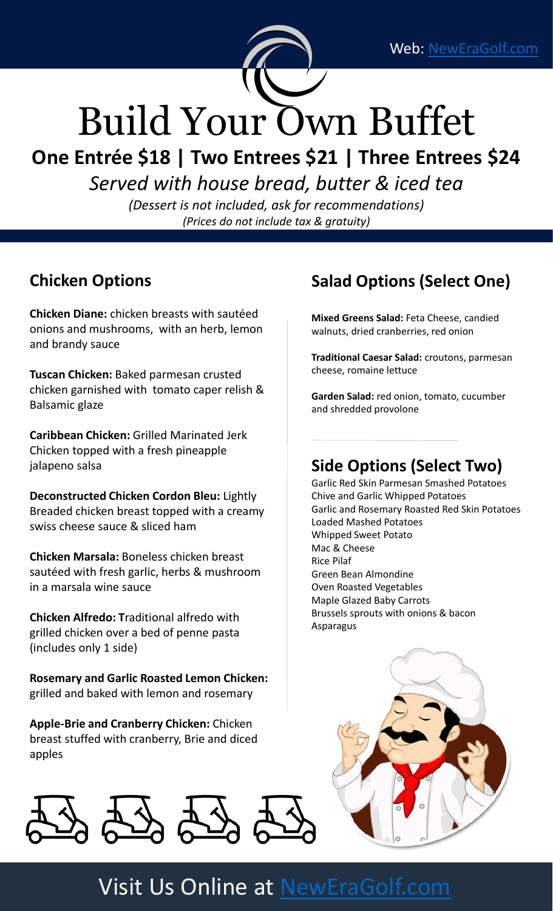Web: NewEraGolf.com

# Build Your Own Buffet

**One Entrée $18 | Two Entrees $21 | Three Entrees $24**

*Served with house bread, butter & iced tea*

*(Dessert is not included, ask for recommendations)*

*(Prices do not include tax & gratuity)*

## Chicken Options

**Chicken Diane:** chicken breasts with sautéed onions and mushrooms, with an herb, lemon and brandy sauce

**Tuscan Chicken:** Baked parmesan crusted chicken garnished with tomato caper relish & Balsamic glaze

**Caribbean Chicken:** Grilled Marinated Jerk Chicken topped with a fresh pineapple jalapeno salsa

**Deconstructed Chicken Cordon Bleu:** Lightly Breaded chicken breast topped with a creamy swiss cheese sauce & sliced ham

**Chicken Marsala:** Boneless chicken breast sautéed with fresh garlic, herbs & mushroom in a marsala wine sauce

**Chicken Alfredo: T**raditional alfredo with grilled chicken over a bed of penne pasta (includes only 1 side)

**Rosemary and Garlic Roasted Lemon Chicken:** grilled and baked with lemon and rosemary

**Apple-Brie and Cranberry Chicken:** Chicken breast stuffed with cranberry, Brie and diced apples

## Salad Options (Select One)

**Mixed Greens Salad:** Feta Cheese, candied walnuts, dried cranberries, red onion

**Traditional Caesar Salad:** croutons, parmesan cheese, romaine lettuce

**Garden Salad:** red onion, tomato, cucumber and shredded provolone

## Side Options (Select Two)

Garlic Red Skin Parmesan Smashed Potatoes
Chive and Garlic Whipped Potatoes
Garlic and Rosemary Roasted Red Skin Potatoes
Loaded Mashed Potatoes
Whipped Sweet Potato
Mac & Cheese
Rice Pilaf
Green Bean Almondine
Oven Roasted Vegetables
Maple Glazed Baby Carrots
Brussels sprouts with onions & bacon
Asparagus

Visit Us Online at NewEraGolf.com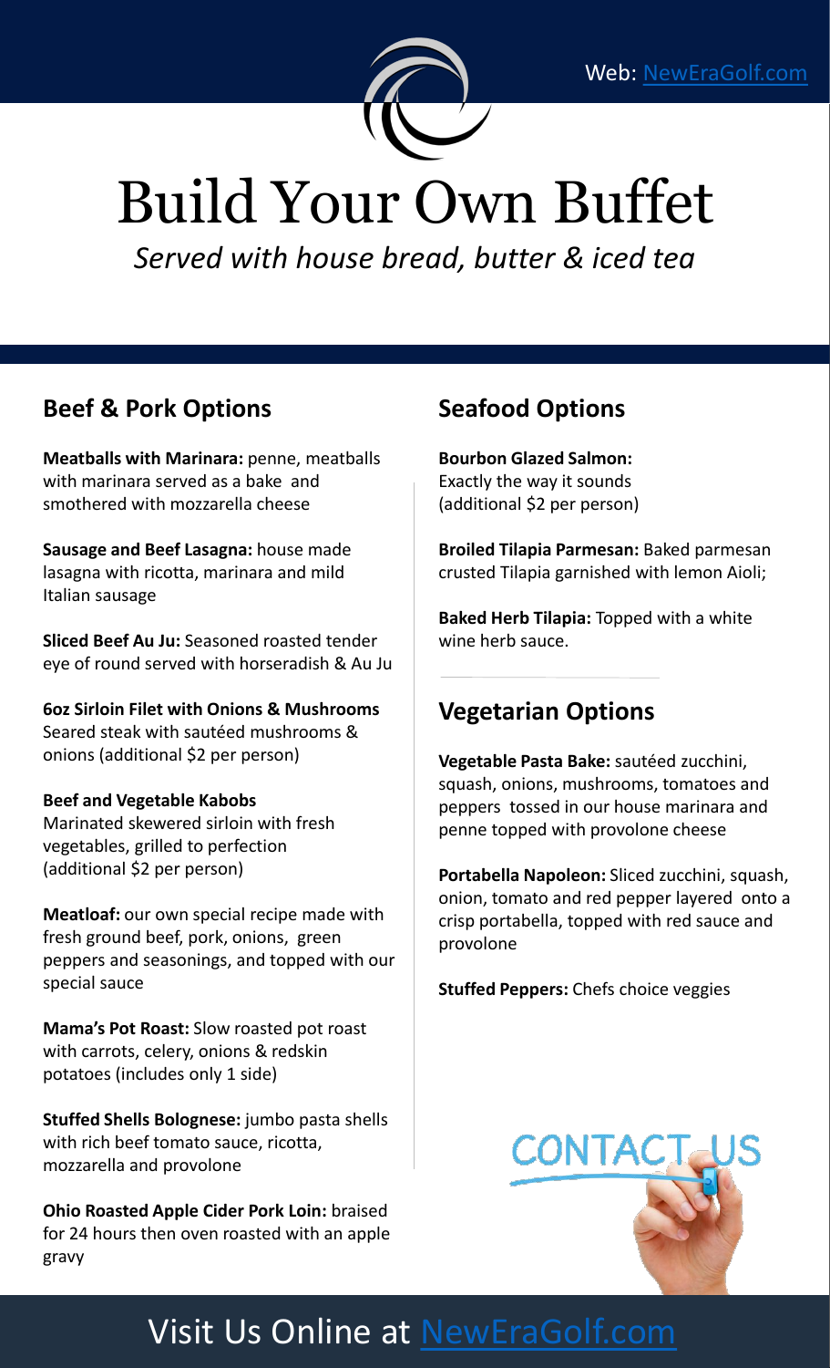Web: NewEraGolf.com

# Build Your Own Buffet

*Served with house bread, butter & iced tea*

## Beef & Pork Options

**Meatballs with Marinara:** penne, meatballs with marinara served as a bake and smothered with mozzarella cheese

**Sausage and Beef Lasagna:** house made lasagna with ricotta, marinara and mild Italian sausage

**Sliced Beef Au Ju:** Seasoned roasted tender eye of round served with horseradish & Au Ju

**6oz Sirloin Filet with Onions & Mushrooms**
Seared steak with sautéed mushrooms & onions (additional $2 per person)

**Beef and Vegetable Kabobs**
Marinated skewered sirloin with fresh vegetables, grilled to perfection (additional $2 per person)

**Meatloaf:** our own special recipe made with fresh ground beef, pork, onions, green peppers and seasonings, and topped with our special sauce

**Mama's Pot Roast:** Slow roasted pot roast with carrots, celery, onions & redskin potatoes (includes only 1 side)

**Stuffed Shells Bolognese:** jumbo pasta shells with rich beef tomato sauce, ricotta, mozzarella and provolone

**Ohio Roasted Apple Cider Pork Loin:** braised for 24 hours then oven roasted with an apple gravy

## Seafood Options

**Bourbon Glazed Salmon:** Exactly the way it sounds (additional $2 per person)

**Broiled Tilapia Parmesan:** Baked parmesan crusted Tilapia garnished with lemon Aioli;

**Baked Herb Tilapia:** Topped with a white wine herb sauce.

## Vegetarian Options

**Vegetable Pasta Bake:** sautéed zucchini, squash, onions, mushrooms, tomatoes and peppers tossed in our house marinara and penne topped with provolone cheese

**Portabella Napoleon:** Sliced zucchini, squash, onion, tomato and red pepper layered onto a crisp portabella, topped with red sauce and provolone

**Stuffed Peppers:** Chefs choice veggies

CONTACT US

Visit Us Online at NewEraGolf.com